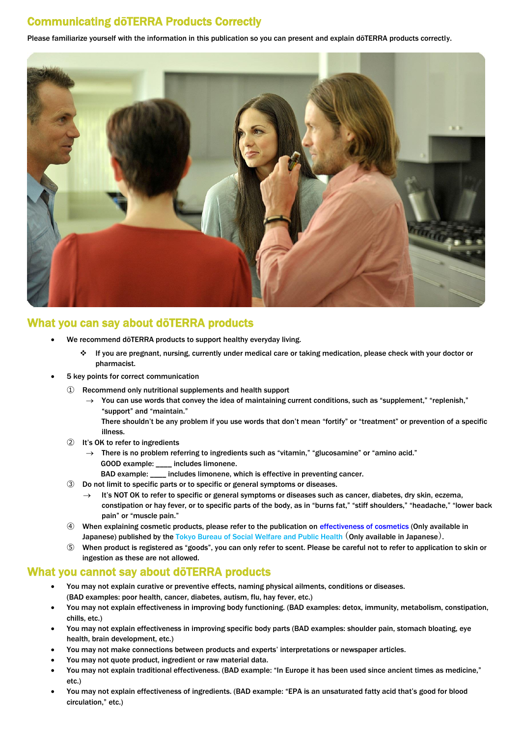## Communicating dōTERRA Products Correctly

Please familiarize yourself with the information in this publication so you can present and explain dōTERRA products correctly.

## What you can say about dōTERRA products

- We recommend dōTERRA products to support healthy everyday living.
  - ❖ If you are pregnant, nursing, currently under medical care or taking medication, please check with your doctor or pharmacist.
- 5 key points for correct communication
  - ① Recommend only nutritional supplements and health support
    - → You can use words that convey the idea of maintaining current conditions, such as "supplement," "replenish," "support" and "maintain."
      There shouldn't be any problem if you use words that don't mean "fortify" or "treatment" or prevention of a specific illness.
  - ② It's OK to refer to ingredients
    - → There is no problem referring to ingredients such as "vitamin," "glucosamine" or "amino acid."
      GOOD example: ____ includes limonene.
      BAD example: ____ includes limonene, which is effective in preventing cancer.
  - ③ Do not limit to specific parts or to specific or general symptoms or diseases.
    - → It's NOT OK to refer to specific or general symptoms or diseases such as cancer, diabetes, dry skin, eczema, constipation or hay fever, or to specific parts of the body, as in "burns fat," "stiff shoulders," "headache," "lower back pain" or "muscle pain."
  - ④ When explaining cosmetic products, please refer to the publication on effectiveness of cosmetics (Only available in Japanese) published by the Tokyo Bureau of Social Welfare and Public Health（Only available in Japanese）.
  - ⑤ When product is registered as "goods", you can only refer to scent. Please be careful not to refer to application to skin or ingestion as these are not allowed.

## What you cannot say about dōTERRA products

- You may not explain curative or preventive effects, naming physical ailments, conditions or diseases.
  (BAD examples: poor health, cancer, diabetes, autism, flu, hay fever, etc.)
- You may not explain effectiveness in improving body functioning. (BAD examples: detox, immunity, metabolism, constipation, chills, etc.)
- You may not explain effectiveness in improving specific body parts (BAD examples: shoulder pain, stomach bloating, eye health, brain development, etc.)
- You may not make connections between products and experts' interpretations or newspaper articles.
- You may not quote product, ingredient or raw material data.
- You may not explain traditional effectiveness. (BAD example: "In Europe it has been used since ancient times as medicine," etc.)
- You may not explain effectiveness of ingredients. (BAD example: "EPA is an unsaturated fatty acid that's good for blood circulation," etc.)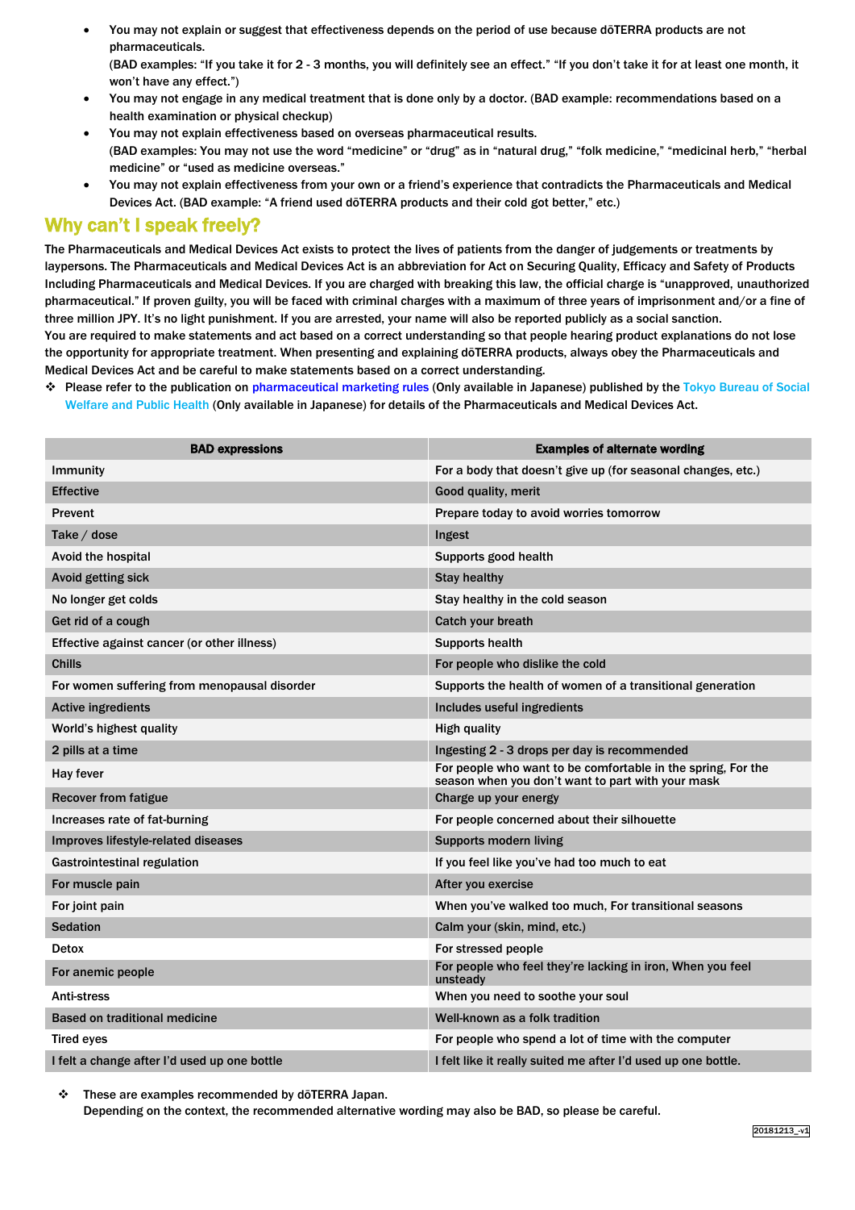- You may not explain or suggest that effectiveness depends on the period of use because dōTERRA products are not pharmaceuticals.
  (BAD examples: "If you take it for 2 - 3 months, you will definitely see an effect." "If you don't take it for at least one month, it won't have any effect.")
- You may not engage in any medical treatment that is done only by a doctor. (BAD example: recommendations based on a health examination or physical checkup)
- You may not explain effectiveness based on overseas pharmaceutical results.
  (BAD examples: You may not use the word "medicine" or "drug" as in "natural drug," "folk medicine," "medicinal herb," "herbal medicine" or "used as medicine overseas."
- You may not explain effectiveness from your own or a friend's experience that contradicts the Pharmaceuticals and Medical Devices Act. (BAD example: "A friend used dōTERRA products and their cold got better," etc.)

## Why can't I speak freely?

The Pharmaceuticals and Medical Devices Act exists to protect the lives of patients from the danger of judgements or treatments by laypersons. The Pharmaceuticals and Medical Devices Act is an abbreviation for Act on Securing Quality, Efficacy and Safety of Products Including Pharmaceuticals and Medical Devices. If you are charged with breaking this law, the official charge is "unapproved, unauthorized pharmaceutical." If proven guilty, you will be faced with criminal charges with a maximum of three years of imprisonment and/or a fine of three million JPY. It's no light punishment. If you are arrested, your name will also be reported publicly as a social sanction.
You are required to make statements and act based on a correct understanding so that people hearing product explanations do not lose the opportunity for appropriate treatment. When presenting and explaining dōTERRA products, always obey the Pharmaceuticals and Medical Devices Act and be careful to make statements based on a correct understanding.

❖ Please refer to the publication on pharmaceutical marketing rules (Only available in Japanese) published by the Tokyo Bureau of Social Welfare and Public Health (Only available in Japanese) for details of the Pharmaceuticals and Medical Devices Act.

| BAD expressions | Examples of alternate wording |
|---|---|
| Immunity | For a body that doesn't give up (for seasonal changes, etc.) |
| Effective | Good quality, merit |
| Prevent | Prepare today to avoid worries tomorrow |
| Take / dose | Ingest |
| Avoid the hospital | Supports good health |
| Avoid getting sick | Stay healthy |
| No longer get colds | Stay healthy in the cold season |
| Get rid of a cough | Catch your breath |
| Effective against cancer (or other illness) | Supports health |
| Chills | For people who dislike the cold |
| For women suffering from menopausal disorder | Supports the health of women of a transitional generation |
| Active ingredients | Includes useful ingredients |
| World's highest quality | High quality |
| 2 pills at a time | Ingesting 2 - 3 drops per day is recommended |
| Hay fever | For people who want to be comfortable in the spring, For the season when you don't want to part with your mask |
| Recover from fatigue | Charge up your energy |
| Increases rate of fat-burning | For people concerned about their silhouette |
| Improves lifestyle-related diseases | Supports modern living |
| Gastrointestinal regulation | If you feel like you've had too much to eat |
| For muscle pain | After you exercise |
| For joint pain | When you've walked too much, For transitional seasons |
| Sedation | Calm your (skin, mind, etc.) |
| Detox | For stressed people |
| For anemic people | For people who feel they're lacking in iron, When you feel unsteady |
| Anti-stress | When you need to soothe your soul |
| Based on traditional medicine | Well-known as a folk tradition |
| Tired eyes | For people who spend a lot of time with the computer |
| I felt a change after I'd used up one bottle | I felt like it really suited me after I'd used up one bottle. |

❖ These are examples recommended by dōTERRA Japan.
Depending on the context, the recommended alternative wording may also be BAD, so please be careful.

20181213_-v1